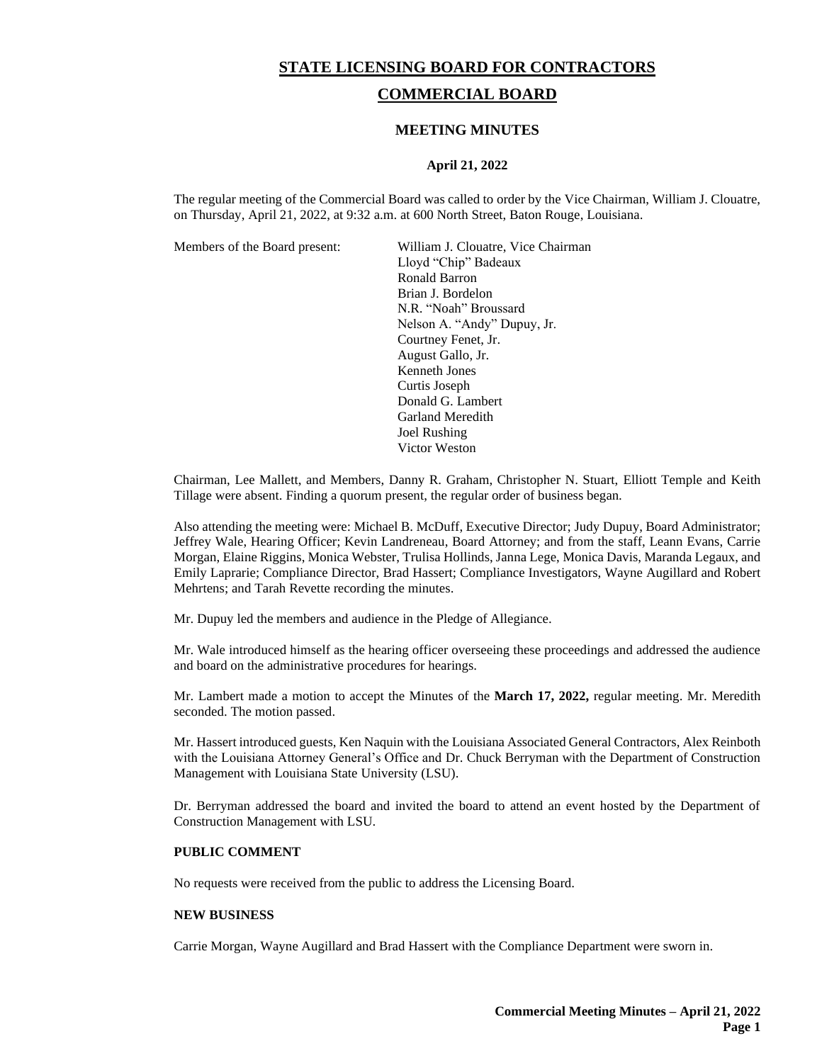# STATE LICENSING BOARD FOR CONTRACTORS

## COMMERCIAL BOARD

### MEETING MINUTES

**April 21, 2022**

The regular meeting of the Commercial Board was called to order by the Vice Chairman, William J. Clouatre, on Thursday, April 21, 2022, at 9:32 a.m. at 600 North Street, Baton Rouge, Louisiana.

Members of the Board present:

- William J. Clouatre, Vice Chairman
- Lloyd "Chip" Badeaux
- Ronald Barron
- Brian J. Bordelon
- N.R. "Noah" Broussard
- Nelson A. "Andy" Dupuy, Jr.
- Courtney Fenet, Jr.
- August Gallo, Jr.
- Kenneth Jones
- Curtis Joseph
- Donald G. Lambert
- Garland Meredith
- Joel Rushing
- Victor Weston

Chairman, Lee Mallett, and Members, Danny R. Graham, Christopher N. Stuart, Elliott Temple and Keith Tillage were absent. Finding a quorum present, the regular order of business began.

Also attending the meeting were: Michael B. McDuff, Executive Director; Judy Dupuy, Board Administrator; Jeffrey Wale, Hearing Officer; Kevin Landreneau, Board Attorney; and from the staff, Leann Evans, Carrie Morgan, Elaine Riggins, Monica Webster, Trulisa Hollinds, Janna Lege, Monica Davis, Maranda Legaux, and Emily Laprarie; Compliance Director, Brad Hassert; Compliance Investigators, Wayne Augillard and Robert Mehrtens; and Tarah Revette recording the minutes.

Mr. Dupuy led the members and audience in the Pledge of Allegiance.

Mr. Wale introduced himself as the hearing officer overseeing these proceedings and addressed the audience and board on the administrative procedures for hearings.

Mr. Lambert made a motion to accept the Minutes of the **March 17, 2022,** regular meeting. Mr. Meredith seconded. The motion passed.

Mr. Hassert introduced guests, Ken Naquin with the Louisiana Associated General Contractors, Alex Reinboth with the Louisiana Attorney General's Office and Dr. Chuck Berryman with the Department of Construction Management with Louisiana State University (LSU).

Dr. Berryman addressed the board and invited the board to attend an event hosted by the Department of Construction Management with LSU.

**PUBLIC COMMENT**

No requests were received from the public to address the Licensing Board.

**NEW BUSINESS**

Carrie Morgan, Wayne Augillard and Brad Hassert with the Compliance Department were sworn in.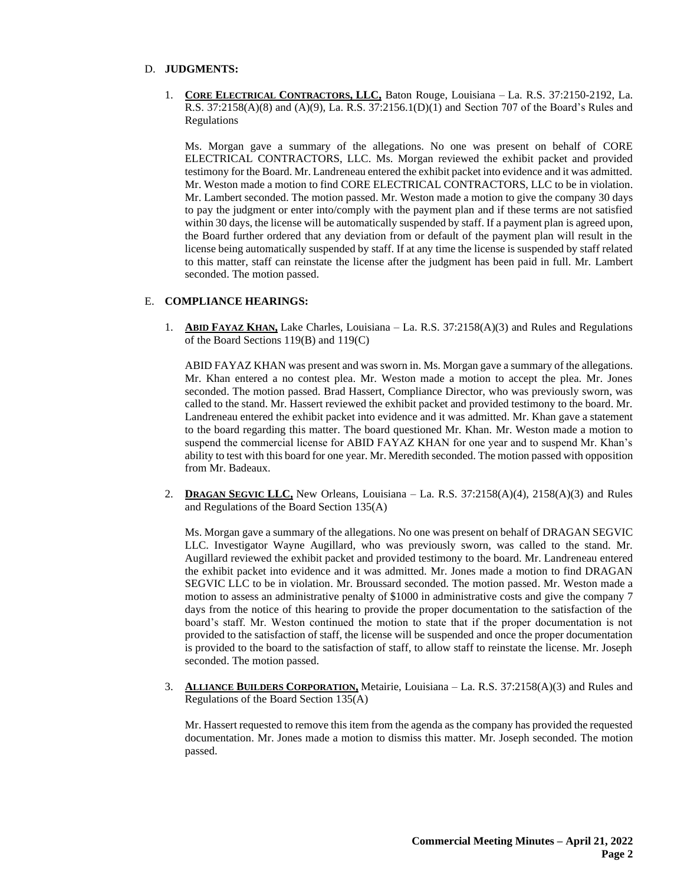D. **JUDGMENTS:**

1. **CORE ELECTRICAL CONTRACTORS, LLC,** Baton Rouge, Louisiana – La. R.S. 37:2150-2192, La. R.S. 37:2158(A)(8) and (A)(9), La. R.S. 37:2156.1(D)(1) and Section 707 of the Board's Rules and Regulations

   Ms. Morgan gave a summary of the allegations. No one was present on behalf of CORE ELECTRICAL CONTRACTORS, LLC. Ms. Morgan reviewed the exhibit packet and provided testimony for the Board. Mr. Landreneau entered the exhibit packet into evidence and it was admitted. Mr. Weston made a motion to find CORE ELECTRICAL CONTRACTORS, LLC to be in violation. Mr. Lambert seconded. The motion passed. Mr. Weston made a motion to give the company 30 days to pay the judgment or enter into/comply with the payment plan and if these terms are not satisfied within 30 days, the license will be automatically suspended by staff. If a payment plan is agreed upon, the Board further ordered that any deviation from or default of the payment plan will result in the license being automatically suspended by staff. If at any time the license is suspended by staff related to this matter, staff can reinstate the license after the judgment has been paid in full. Mr. Lambert seconded. The motion passed.

E. **COMPLIANCE HEARINGS:**

1. **ABID FAYAZ KHAN,** Lake Charles, Louisiana – La. R.S. 37:2158(A)(3) and Rules and Regulations of the Board Sections 119(B) and 119(C)

   ABID FAYAZ KHAN was present and was sworn in. Ms. Morgan gave a summary of the allegations. Mr. Khan entered a no contest plea. Mr. Weston made a motion to accept the plea. Mr. Jones seconded. The motion passed. Brad Hassert, Compliance Director, who was previously sworn, was called to the stand. Mr. Hassert reviewed the exhibit packet and provided testimony to the board. Mr. Landreneau entered the exhibit packet into evidence and it was admitted. Mr. Khan gave a statement to the board regarding this matter. The board questioned Mr. Khan. Mr. Weston made a motion to suspend the commercial license for ABID FAYAZ KHAN for one year and to suspend Mr. Khan's ability to test with this board for one year. Mr. Meredith seconded. The motion passed with opposition from Mr. Badeaux.

2. **DRAGAN SEGVIC LLC,** New Orleans, Louisiana – La. R.S. 37:2158(A)(4), 2158(A)(3) and Rules and Regulations of the Board Section 135(A)

   Ms. Morgan gave a summary of the allegations. No one was present on behalf of DRAGAN SEGVIC LLC. Investigator Wayne Augillard, who was previously sworn, was called to the stand. Mr. Augillard reviewed the exhibit packet and provided testimony to the board. Mr. Landreneau entered the exhibit packet into evidence and it was admitted. Mr. Jones made a motion to find DRAGAN SEGVIC LLC to be in violation. Mr. Broussard seconded. The motion passed. Mr. Weston made a motion to assess an administrative penalty of $1000 in administrative costs and give the company 7 days from the notice of this hearing to provide the proper documentation to the satisfaction of the board's staff. Mr. Weston continued the motion to state that if the proper documentation is not provided to the satisfaction of staff, the license will be suspended and once the proper documentation is provided to the board to the satisfaction of staff, to allow staff to reinstate the license. Mr. Joseph seconded. The motion passed.

3. **ALLIANCE BUILDERS CORPORATION,** Metairie, Louisiana – La. R.S. 37:2158(A)(3) and Rules and Regulations of the Board Section 135(A)

   Mr. Hassert requested to remove this item from the agenda as the company has provided the requested documentation. Mr. Jones made a motion to dismiss this matter. Mr. Joseph seconded. The motion passed.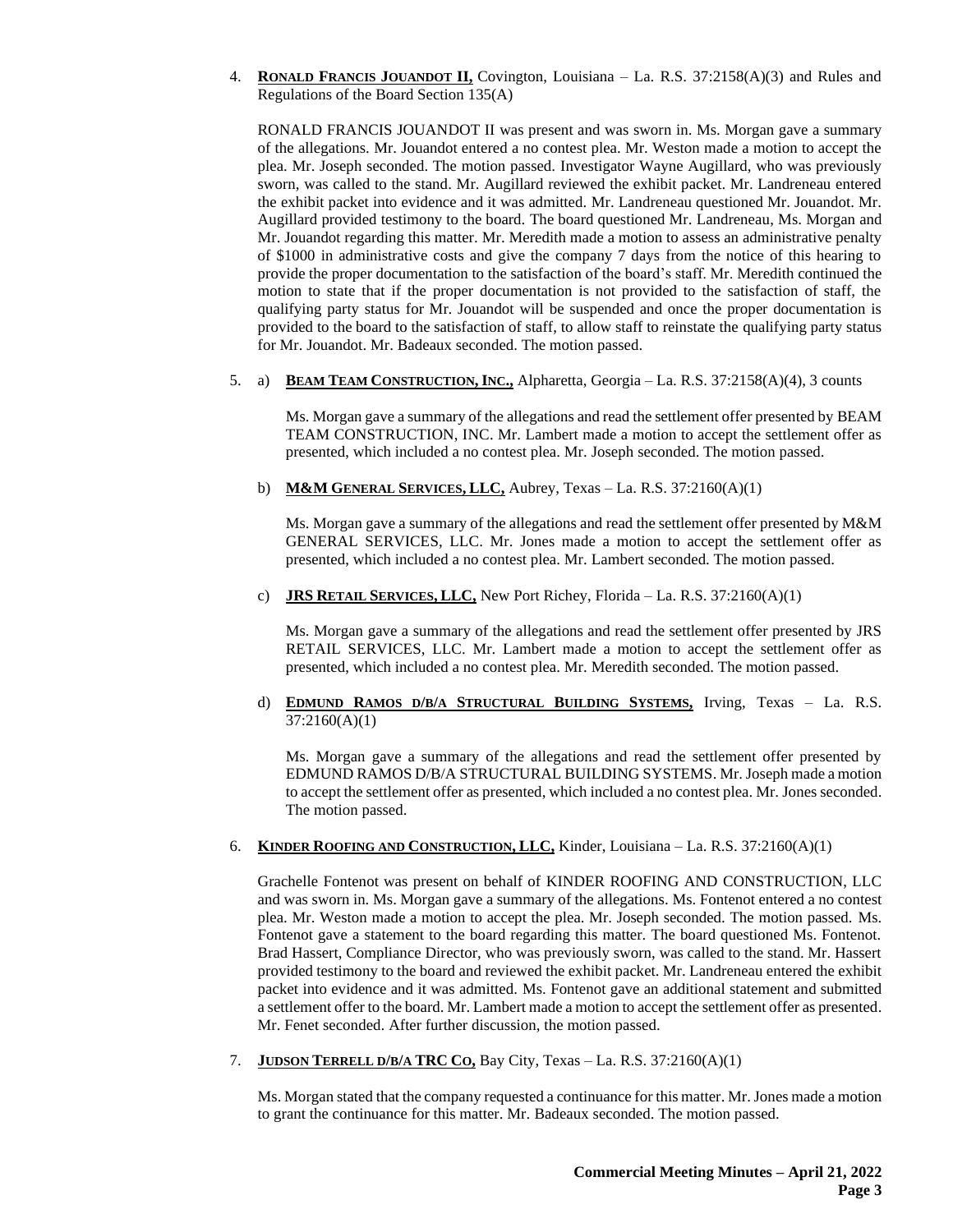4. **RONALD FRANCIS JOUANDOT II,** Covington, Louisiana – La. R.S. 37:2158(A)(3) and Rules and Regulations of the Board Section 135(A)

   RONALD FRANCIS JOUANDOT II was present and was sworn in. Ms. Morgan gave a summary of the allegations. Mr. Jouandot entered a no contest plea. Mr. Weston made a motion to accept the plea. Mr. Joseph seconded. The motion passed. Investigator Wayne Augillard, who was previously sworn, was called to the stand. Mr. Augillard reviewed the exhibit packet. Mr. Landreneau entered the exhibit packet into evidence and it was admitted. Mr. Landreneau questioned Mr. Jouandot. Mr. Augillard provided testimony to the board. The board questioned Mr. Landreneau, Ms. Morgan and Mr. Jouandot regarding this matter. Mr. Meredith made a motion to assess an administrative penalty of $1000 in administrative costs and give the company 7 days from the notice of this hearing to provide the proper documentation to the satisfaction of the board's staff. Mr. Meredith continued the motion to state that if the proper documentation is not provided to the satisfaction of staff, the qualifying party status for Mr. Jouandot will be suspended and once the proper documentation is provided to the board to the satisfaction of staff, to allow staff to reinstate the qualifying party status for Mr. Jouandot. Mr. Badeaux seconded. The motion passed.

5. a) **BEAM TEAM CONSTRUCTION, INC.,** Alpharetta, Georgia – La. R.S. 37:2158(A)(4), 3 counts

   Ms. Morgan gave a summary of the allegations and read the settlement offer presented by BEAM TEAM CONSTRUCTION, INC. Mr. Lambert made a motion to accept the settlement offer as presented, which included a no contest plea. Mr. Joseph seconded. The motion passed.

   b) **M&M GENERAL SERVICES, LLC,** Aubrey, Texas – La. R.S. 37:2160(A)(1)

   Ms. Morgan gave a summary of the allegations and read the settlement offer presented by M&M GENERAL SERVICES, LLC. Mr. Jones made a motion to accept the settlement offer as presented, which included a no contest plea. Mr. Lambert seconded. The motion passed.

   c) **JRS RETAIL SERVICES, LLC,** New Port Richey, Florida – La. R.S. 37:2160(A)(1)

   Ms. Morgan gave a summary of the allegations and read the settlement offer presented by JRS RETAIL SERVICES, LLC. Mr. Lambert made a motion to accept the settlement offer as presented, which included a no contest plea. Mr. Meredith seconded. The motion passed.

   d) **EDMUND RAMOS D/B/A STRUCTURAL BUILDING SYSTEMS,** Irving, Texas – La. R.S. 37:2160(A)(1)

   Ms. Morgan gave a summary of the allegations and read the settlement offer presented by EDMUND RAMOS D/B/A STRUCTURAL BUILDING SYSTEMS. Mr. Joseph made a motion to accept the settlement offer as presented, which included a no contest plea. Mr. Jones seconded. The motion passed.

6. **KINDER ROOFING AND CONSTRUCTION, LLC,** Kinder, Louisiana – La. R.S. 37:2160(A)(1)

   Grachelle Fontenot was present on behalf of KINDER ROOFING AND CONSTRUCTION, LLC and was sworn in. Ms. Morgan gave a summary of the allegations. Ms. Fontenot entered a no contest plea. Mr. Weston made a motion to accept the plea. Mr. Joseph seconded. The motion passed. Ms. Fontenot gave a statement to the board regarding this matter. The board questioned Ms. Fontenot. Brad Hassert, Compliance Director, who was previously sworn, was called to the stand. Mr. Hassert provided testimony to the board and reviewed the exhibit packet. Mr. Landreneau entered the exhibit packet into evidence and it was admitted. Ms. Fontenot gave an additional statement and submitted a settlement offer to the board. Mr. Lambert made a motion to accept the settlement offer as presented. Mr. Fenet seconded. After further discussion, the motion passed.

7. **JUDSON TERRELL D/B/A TRC CO,** Bay City, Texas – La. R.S. 37:2160(A)(1)

   Ms. Morgan stated that the company requested a continuance for this matter. Mr. Jones made a motion to grant the continuance for this matter. Mr. Badeaux seconded. The motion passed.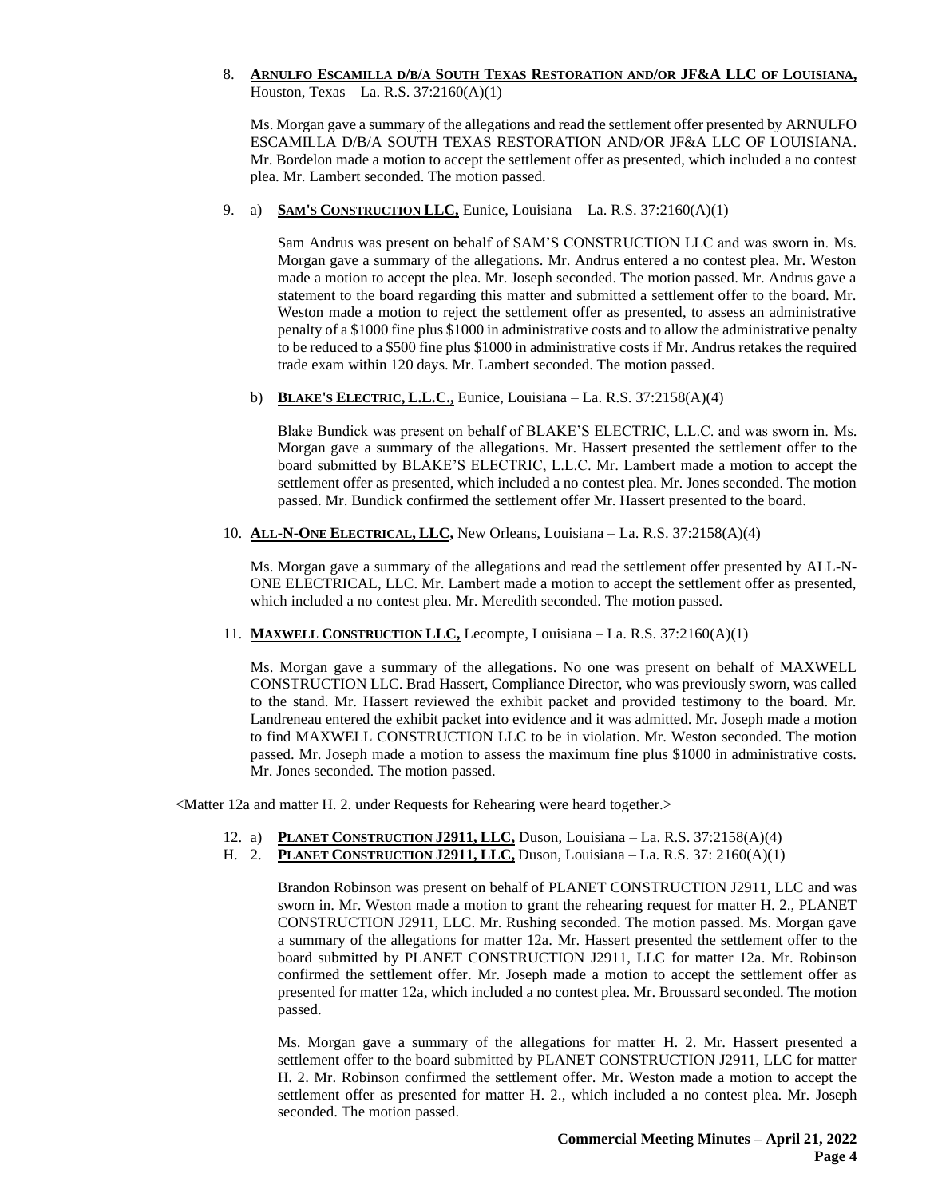8. **<u>ARNULFO ESCAMILLA D/B/A SOUTH TEXAS RESTORATION AND/OR JF&A LLC OF LOUISIANA,</u>** Houston, Texas – La. R.S. 37:2160(A)(1)

   Ms. Morgan gave a summary of the allegations and read the settlement offer presented by ARNULFO ESCAMILLA D/B/A SOUTH TEXAS RESTORATION AND/OR JF&A LLC OF LOUISIANA. Mr. Bordelon made a motion to accept the settlement offer as presented, which included a no contest plea. Mr. Lambert seconded. The motion passed.

9. a) **<u>SAM'S CONSTRUCTION LLC,</u>** Eunice, Louisiana – La. R.S. 37:2160(A)(1)

   Sam Andrus was present on behalf of SAM'S CONSTRUCTION LLC and was sworn in. Ms. Morgan gave a summary of the allegations. Mr. Andrus entered a no contest plea. Mr. Weston made a motion to accept the plea. Mr. Joseph seconded. The motion passed. Mr. Andrus gave a statement to the board regarding this matter and submitted a settlement offer to the board. Mr. Weston made a motion to reject the settlement offer as presented, to assess an administrative penalty of a $1000 fine plus $1000 in administrative costs and to allow the administrative penalty to be reduced to a $500 fine plus $1000 in administrative costs if Mr. Andrus retakes the required trade exam within 120 days. Mr. Lambert seconded. The motion passed.

   b) **<u>BLAKE'S ELECTRIC, L.L.C.,</u>** Eunice, Louisiana – La. R.S. 37:2158(A)(4)

   Blake Bundick was present on behalf of BLAKE'S ELECTRIC, L.L.C. and was sworn in. Ms. Morgan gave a summary of the allegations. Mr. Hassert presented the settlement offer to the board submitted by BLAKE'S ELECTRIC, L.L.C. Mr. Lambert made a motion to accept the settlement offer as presented, which included a no contest plea. Mr. Jones seconded. The motion passed. Mr. Bundick confirmed the settlement offer Mr. Hassert presented to the board.

10. **<u>ALL-N-ONE ELECTRICAL, LLC,</u>** New Orleans, Louisiana – La. R.S. 37:2158(A)(4)

    Ms. Morgan gave a summary of the allegations and read the settlement offer presented by ALL-N-ONE ELECTRICAL, LLC. Mr. Lambert made a motion to accept the settlement offer as presented, which included a no contest plea. Mr. Meredith seconded. The motion passed.

11. **<u>MAXWELL CONSTRUCTION LLC,</u>** Lecompte, Louisiana – La. R.S. 37:2160(A)(1)

    Ms. Morgan gave a summary of the allegations. No one was present on behalf of MAXWELL CONSTRUCTION LLC. Brad Hassert, Compliance Director, who was previously sworn, was called to the stand. Mr. Hassert reviewed the exhibit packet and provided testimony to the board. Mr. Landreneau entered the exhibit packet into evidence and it was admitted. Mr. Joseph made a motion to find MAXWELL CONSTRUCTION LLC to be in violation. Mr. Weston seconded. The motion passed. Mr. Joseph made a motion to assess the maximum fine plus $1000 in administrative costs. Mr. Jones seconded. The motion passed.

<Matter 12a and matter H. 2. under Requests for Rehearing were heard together.>

12. a) **<u>PLANET CONSTRUCTION J2911, LLC,</u>** Duson, Louisiana – La. R.S. 37:2158(A)(4)

H. 2. **<u>PLANET CONSTRUCTION J2911, LLC,</u>** Duson, Louisiana – La. R.S. 37: 2160(A)(1)

   Brandon Robinson was present on behalf of PLANET CONSTRUCTION J2911, LLC and was sworn in. Mr. Weston made a motion to grant the rehearing request for matter H. 2., PLANET CONSTRUCTION J2911, LLC. Mr. Rushing seconded. The motion passed. Ms. Morgan gave a summary of the allegations for matter 12a. Mr. Hassert presented the settlement offer to the board submitted by PLANET CONSTRUCTION J2911, LLC for matter 12a. Mr. Robinson confirmed the settlement offer. Mr. Joseph made a motion to accept the settlement offer as presented for matter 12a, which included a no contest plea. Mr. Broussard seconded. The motion passed.

   Ms. Morgan gave a summary of the allegations for matter H. 2. Mr. Hassert presented a settlement offer to the board submitted by PLANET CONSTRUCTION J2911, LLC for matter H. 2. Mr. Robinson confirmed the settlement offer. Mr. Weston made a motion to accept the settlement offer as presented for matter H. 2., which included a no contest plea. Mr. Joseph seconded. The motion passed.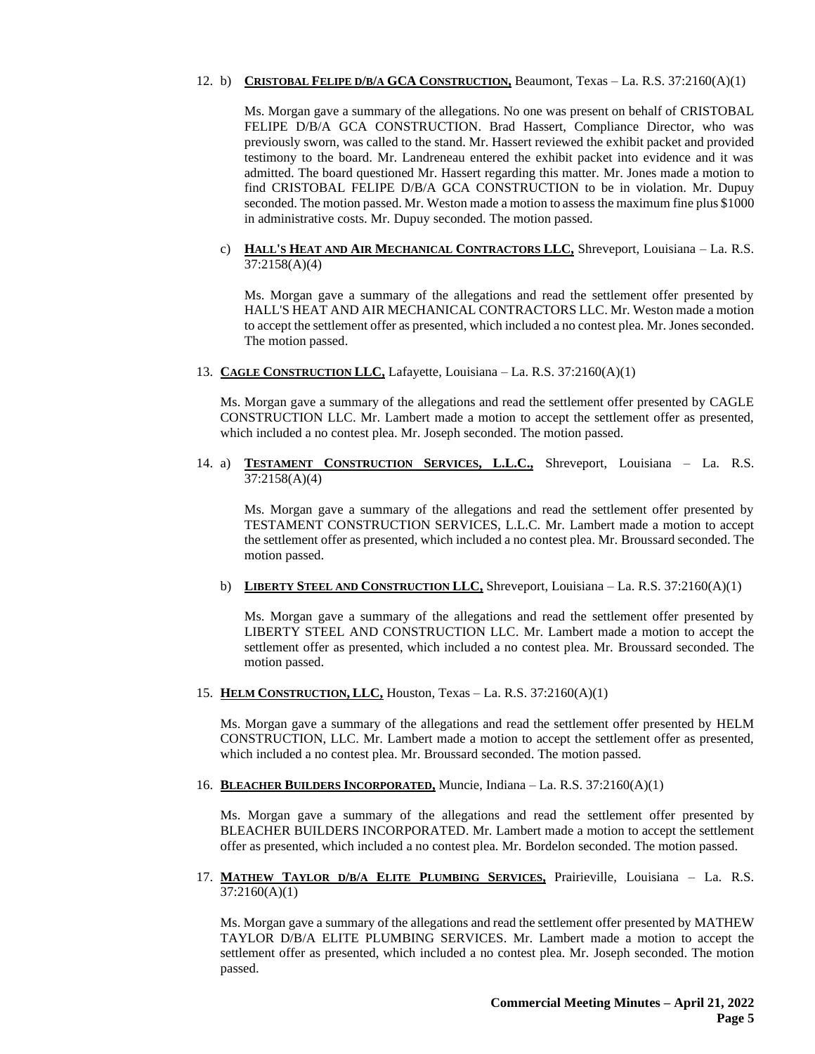12. b) **Cristobal Felipe d/b/a GCA Construction,** Beaumont, Texas – La. R.S. 37:2160(A)(1)

    Ms. Morgan gave a summary of the allegations. No one was present on behalf of CRISTOBAL FELIPE D/B/A GCA CONSTRUCTION. Brad Hassert, Compliance Director, who was previously sworn, was called to the stand. Mr. Hassert reviewed the exhibit packet and provided testimony to the board. Mr. Landreneau entered the exhibit packet into evidence and it was admitted. The board questioned Mr. Hassert regarding this matter. Mr. Jones made a motion to find CRISTOBAL FELIPE D/B/A GCA CONSTRUCTION to be in violation. Mr. Dupuy seconded. The motion passed. Mr. Weston made a motion to assess the maximum fine plus $1000 in administrative costs. Mr. Dupuy seconded. The motion passed.

    c) **Hall's Heat and Air Mechanical Contractors LLC,** Shreveport, Louisiana – La. R.S. 37:2158(A)(4)

    Ms. Morgan gave a summary of the allegations and read the settlement offer presented by HALL'S HEAT AND AIR MECHANICAL CONTRACTORS LLC. Mr. Weston made a motion to accept the settlement offer as presented, which included a no contest plea. Mr. Jones seconded. The motion passed.

13. **Cagle Construction LLC,** Lafayette, Louisiana – La. R.S. 37:2160(A)(1)

    Ms. Morgan gave a summary of the allegations and read the settlement offer presented by CAGLE CONSTRUCTION LLC. Mr. Lambert made a motion to accept the settlement offer as presented, which included a no contest plea. Mr. Joseph seconded. The motion passed.

14. a) **Testament Construction Services, L.L.C.,** Shreveport, Louisiana – La. R.S. 37:2158(A)(4)

    Ms. Morgan gave a summary of the allegations and read the settlement offer presented by TESTAMENT CONSTRUCTION SERVICES, L.L.C. Mr. Lambert made a motion to accept the settlement offer as presented, which included a no contest plea. Mr. Broussard seconded. The motion passed.

    b) **Liberty Steel and Construction LLC,** Shreveport, Louisiana – La. R.S. 37:2160(A)(1)

    Ms. Morgan gave a summary of the allegations and read the settlement offer presented by LIBERTY STEEL AND CONSTRUCTION LLC. Mr. Lambert made a motion to accept the settlement offer as presented, which included a no contest plea. Mr. Broussard seconded. The motion passed.

15. **Helm Construction, LLC,** Houston, Texas – La. R.S. 37:2160(A)(1)

    Ms. Morgan gave a summary of the allegations and read the settlement offer presented by HELM CONSTRUCTION, LLC. Mr. Lambert made a motion to accept the settlement offer as presented, which included a no contest plea. Mr. Broussard seconded. The motion passed.

16. **Bleacher Builders Incorporated,** Muncie, Indiana – La. R.S. 37:2160(A)(1)

    Ms. Morgan gave a summary of the allegations and read the settlement offer presented by BLEACHER BUILDERS INCORPORATED. Mr. Lambert made a motion to accept the settlement offer as presented, which included a no contest plea. Mr. Bordelon seconded. The motion passed.

17. **Mathew Taylor d/b/a Elite Plumbing Services,** Prairieville, Louisiana – La. R.S. 37:2160(A)(1)

    Ms. Morgan gave a summary of the allegations and read the settlement offer presented by MATHEW TAYLOR D/B/A ELITE PLUMBING SERVICES. Mr. Lambert made a motion to accept the settlement offer as presented, which included a no contest plea. Mr. Joseph seconded. The motion passed.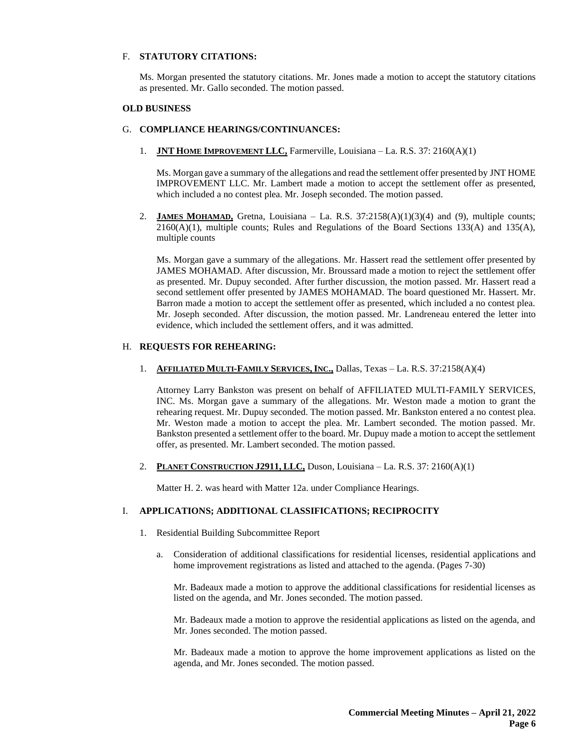F. **STATUTORY CITATIONS:**

Ms. Morgan presented the statutory citations. Mr. Jones made a motion to accept the statutory citations as presented. Mr. Gallo seconded. The motion passed.

**OLD BUSINESS**

G. **COMPLIANCE HEARINGS/CONTINUANCES:**

1. **JNT HOME IMPROVEMENT LLC,** Farmerville, Louisiana – La. R.S. 37: 2160(A)(1)

   Ms. Morgan gave a summary of the allegations and read the settlement offer presented by JNT HOME IMPROVEMENT LLC. Mr. Lambert made a motion to accept the settlement offer as presented, which included a no contest plea. Mr. Joseph seconded. The motion passed.

2. **JAMES MOHAMAD,** Gretna, Louisiana – La. R.S. 37:2158(A)(1)(3)(4) and (9), multiple counts; 2160(A)(1), multiple counts; Rules and Regulations of the Board Sections 133(A) and 135(A), multiple counts

   Ms. Morgan gave a summary of the allegations. Mr. Hassert read the settlement offer presented by JAMES MOHAMAD. After discussion, Mr. Broussard made a motion to reject the settlement offer as presented. Mr. Dupuy seconded. After further discussion, the motion passed. Mr. Hassert read a second settlement offer presented by JAMES MOHAMAD. The board questioned Mr. Hassert. Mr. Barron made a motion to accept the settlement offer as presented, which included a no contest plea. Mr. Joseph seconded. After discussion, the motion passed. Mr. Landreneau entered the letter into evidence, which included the settlement offers, and it was admitted.

H. **REQUESTS FOR REHEARING:**

1. **AFFILIATED MULTI-FAMILY SERVICES, INC.,** Dallas, Texas – La. R.S. 37:2158(A)(4)

   Attorney Larry Bankston was present on behalf of AFFILIATED MULTI-FAMILY SERVICES, INC. Ms. Morgan gave a summary of the allegations. Mr. Weston made a motion to grant the rehearing request. Mr. Dupuy seconded. The motion passed. Mr. Bankston entered a no contest plea. Mr. Weston made a motion to accept the plea. Mr. Lambert seconded. The motion passed. Mr. Bankston presented a settlement offer to the board. Mr. Dupuy made a motion to accept the settlement offer, as presented. Mr. Lambert seconded. The motion passed.

2. **PLANET CONSTRUCTION J2911, LLC,** Duson, Louisiana – La. R.S. 37: 2160(A)(1)

   Matter H. 2. was heard with Matter 12a. under Compliance Hearings.

I. **APPLICATIONS; ADDITIONAL CLASSIFICATIONS; RECIPROCITY**

1. Residential Building Subcommittee Report

   a. Consideration of additional classifications for residential licenses, residential applications and home improvement registrations as listed and attached to the agenda. (Pages 7-30)

      Mr. Badeaux made a motion to approve the additional classifications for residential licenses as listed on the agenda, and Mr. Jones seconded. The motion passed.

      Mr. Badeaux made a motion to approve the residential applications as listed on the agenda, and Mr. Jones seconded. The motion passed.

      Mr. Badeaux made a motion to approve the home improvement applications as listed on the agenda, and Mr. Jones seconded. The motion passed.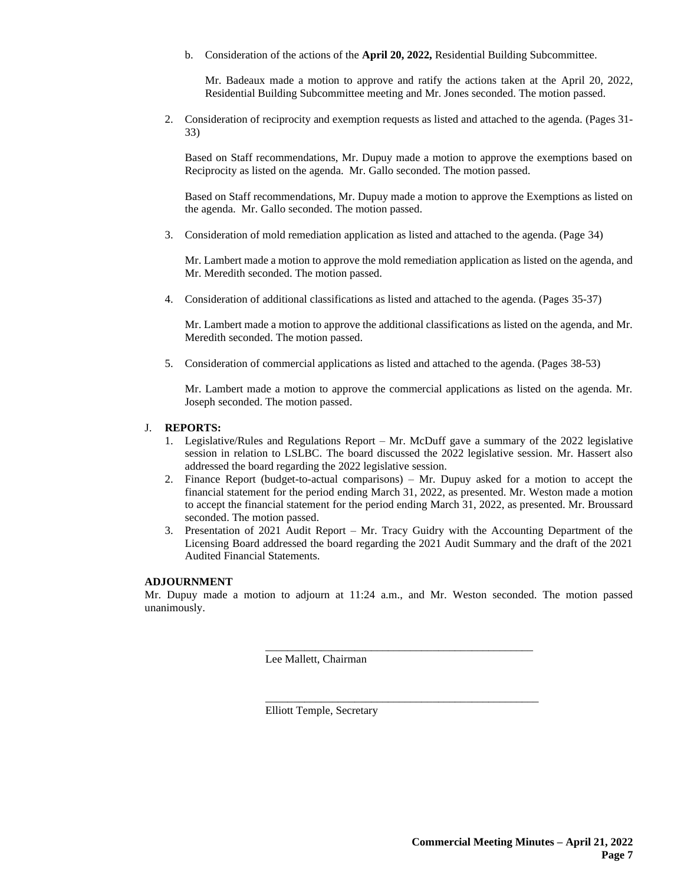b. Consideration of the actions of the **April 20, 2022,** Residential Building Subcommittee.

   Mr. Badeaux made a motion to approve and ratify the actions taken at the April 20, 2022, Residential Building Subcommittee meeting and Mr. Jones seconded. The motion passed.

2. Consideration of reciprocity and exemption requests as listed and attached to the agenda. (Pages 31-33)

   Based on Staff recommendations, Mr. Dupuy made a motion to approve the exemptions based on Reciprocity as listed on the agenda. Mr. Gallo seconded. The motion passed.

   Based on Staff recommendations, Mr. Dupuy made a motion to approve the Exemptions as listed on the agenda. Mr. Gallo seconded. The motion passed.

3. Consideration of mold remediation application as listed and attached to the agenda. (Page 34)

   Mr. Lambert made a motion to approve the mold remediation application as listed on the agenda, and Mr. Meredith seconded. The motion passed.

4. Consideration of additional classifications as listed and attached to the agenda. (Pages 35-37)

   Mr. Lambert made a motion to approve the additional classifications as listed on the agenda, and Mr. Meredith seconded. The motion passed.

5. Consideration of commercial applications as listed and attached to the agenda. (Pages 38-53)

   Mr. Lambert made a motion to approve the commercial applications as listed on the agenda. Mr. Joseph seconded. The motion passed.

J. **REPORTS:**

1. Legislative/Rules and Regulations Report – Mr. McDuff gave a summary of the 2022 legislative session in relation to LSLBC. The board discussed the 2022 legislative session. Mr. Hassert also addressed the board regarding the 2022 legislative session.
2. Finance Report (budget-to-actual comparisons) – Mr. Dupuy asked for a motion to accept the financial statement for the period ending March 31, 2022, as presented. Mr. Weston made a motion to accept the financial statement for the period ending March 31, 2022, as presented. Mr. Broussard seconded. The motion passed.
3. Presentation of 2021 Audit Report – Mr. Tracy Guidry with the Accounting Department of the Licensing Board addressed the board regarding the 2021 Audit Summary and the draft of the 2021 Audited Financial Statements.

**ADJOURNMENT**

Mr. Dupuy made a motion to adjourn at 11:24 a.m., and Mr. Weston seconded. The motion passed unanimously.

\_\_\_\_\_\_\_\_\_\_\_\_\_\_\_\_\_\_\_\_\_\_\_\_\_\_\_\_\_\_\_\_\_\_\_\_\_\_\_\_\_\_\_\_\_\_\_\_

Lee Mallett, Chairman

\_\_\_\_\_\_\_\_\_\_\_\_\_\_\_\_\_\_\_\_\_\_\_\_\_\_\_\_\_\_\_\_\_\_\_\_\_\_\_\_\_\_\_\_\_\_\_\_

Elliott Temple, Secretary